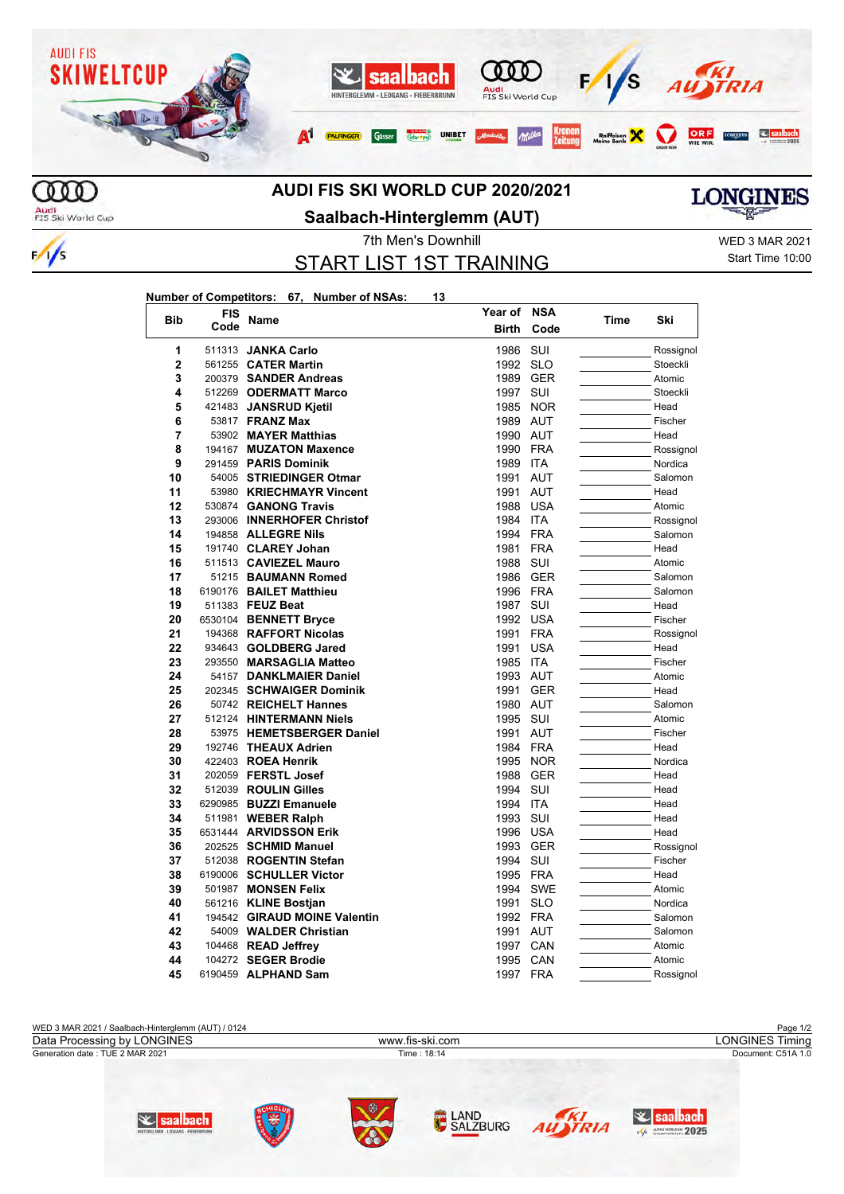# AUDI FIS SKI WORLD CUP 2020/2021

## Saalbach-Hinterglemm (AUT)

7th Men's Downhill

WED 3 MAR 2021

## START LIST 1ST TRAINING

Start Time 10:00

**Number of Competitors: 67, Number of NSAs: 13**

| Bib | FIS Code | Name | Year of Birth | NSA Code | Time | Ski |
|---|---|---|---|---|---|---|
| 1 | 511313 | **JANKA Carlo** | 1986 | SUI | | Rossignol |
| 2 | 561255 | **CATER Martin** | 1992 | SLO | | Stoeckli |
| 3 | 200379 | **SANDER Andreas** | 1989 | GER | | Atomic |
| 4 | 512269 | **ODERMATT Marco** | 1997 | SUI | | Stoeckli |
| 5 | 421483 | **JANSRUD Kjetil** | 1985 | NOR | | Head |
| 6 | 53817 | **FRANZ Max** | 1989 | AUT | | Fischer |
| 7 | 53902 | **MAYER Matthias** | 1990 | AUT | | Head |
| 8 | 194167 | **MUZATON Maxence** | 1990 | FRA | | Rossignol |
| 9 | 291459 | **PARIS Dominik** | 1989 | ITA | | Nordica |
| 10 | 54005 | **STRIEDINGER Otmar** | 1991 | AUT | | Salomon |
| 11 | 53980 | **KRIECHMAYR Vincent** | 1991 | AUT | | Head |
| 12 | 530874 | **GANONG Travis** | 1988 | USA | | Atomic |
| 13 | 293006 | **INNERHOFER Christof** | 1984 | ITA | | Rossignol |
| 14 | 194858 | **ALLEGRE Nils** | 1994 | FRA | | Salomon |
| 15 | 191740 | **CLAREY Johan** | 1981 | FRA | | Head |
| 16 | 511513 | **CAVIEZEL Mauro** | 1988 | SUI | | Atomic |
| 17 | 51215 | **BAUMANN Romed** | 1986 | GER | | Salomon |
| 18 | 6190176 | **BAILET Matthieu** | 1996 | FRA | | Salomon |
| 19 | 511383 | **FEUZ Beat** | 1987 | SUI | | Head |
| 20 | 6530104 | **BENNETT Bryce** | 1992 | USA | | Fischer |
| 21 | 194368 | **RAFFORT Nicolas** | 1991 | FRA | | Rossignol |
| 22 | 934643 | **GOLDBERG Jared** | 1991 | USA | | Head |
| 23 | 293550 | **MARSAGLIA Matteo** | 1985 | ITA | | Fischer |
| 24 | 54157 | **DANKLMAIER Daniel** | 1993 | AUT | | Atomic |
| 25 | 202345 | **SCHWAIGER Dominik** | 1991 | GER | | Head |
| 26 | 50742 | **REICHELT Hannes** | 1980 | AUT | | Salomon |
| 27 | 512124 | **HINTERMANN Niels** | 1995 | SUI | | Atomic |
| 28 | 53975 | **HEMETSBERGER Daniel** | 1991 | AUT | | Fischer |
| 29 | 192746 | **THEAUX Adrien** | 1984 | FRA | | Head |
| 30 | 422403 | **ROEA Henrik** | 1995 | NOR | | Nordica |
| 31 | 202059 | **FERSTL Josef** | 1988 | GER | | Head |
| 32 | 512039 | **ROULIN Gilles** | 1994 | SUI | | Head |
| 33 | 6290985 | **BUZZI Emanuele** | 1994 | ITA | | Head |
| 34 | 511981 | **WEBER Ralph** | 1993 | SUI | | Head |
| 35 | 6531444 | **ARVIDSSON Erik** | 1996 | USA | | Head |
| 36 | 202525 | **SCHMID Manuel** | 1993 | GER | | Rossignol |
| 37 | 512038 | **ROGENTIN Stefan** | 1994 | SUI | | Fischer |
| 38 | 6190006 | **SCHULLER Victor** | 1995 | FRA | | Head |
| 39 | 501987 | **MONSEN Felix** | 1994 | SWE | | Atomic |
| 40 | 561216 | **KLINE Bostjan** | 1991 | SLO | | Nordica |
| 41 | 194542 | **GIRAUD MOINE Valentin** | 1992 | FRA | | Salomon |
| 42 | 54009 | **WALDER Christian** | 1991 | AUT | | Salomon |
| 43 | 104468 | **READ Jeffrey** | 1997 | CAN | | Atomic |
| 44 | 104272 | **SEGER Brodie** | 1995 | CAN | | Atomic |
| 45 | 6190459 | **ALPHAND Sam** | 1997 | FRA | | Rossignol |

WED 3 MAR 2021 / Saalbach-Hinterglemm (AUT) / 0124

Data Processing by LONGINES | www.fis-ski.com | LONGINES Timing

Generation date : TUE 2 MAR 2021 | Time : 18:14 | Document: C51A 1.0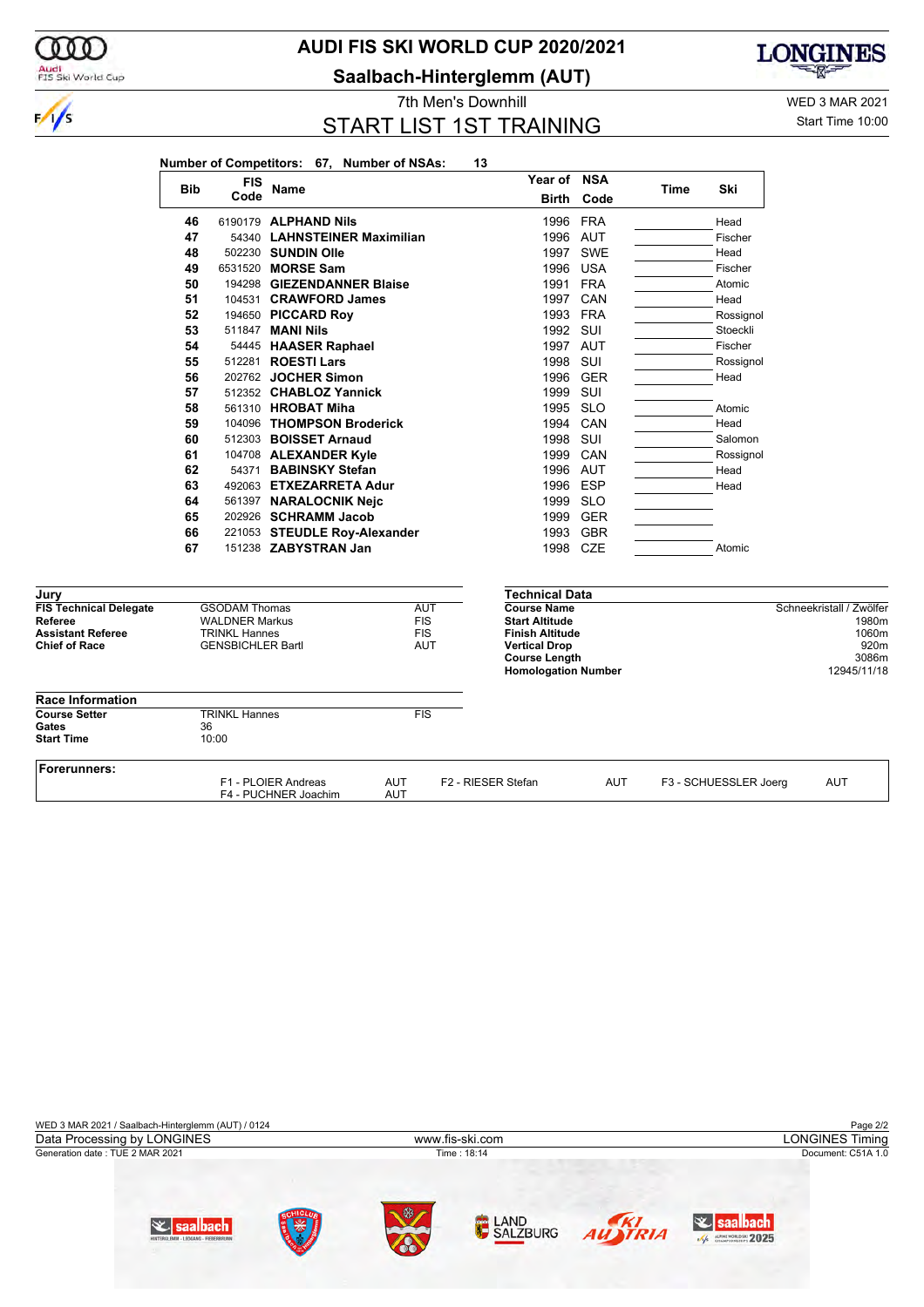# AUDI FIS SKI WORLD CUP 2020/2021

## Saalbach-Hinterglemm (AUT)

7th Men's Downhill

WED 3 MAR 2021

## START LIST 1ST TRAINING

Start Time 10:00

**Number of Competitors: 67, Number of NSAs: 13**

| Bib | FIS Code | Name | Year of Birth | NSA Code | Time | Ski |
|---|---|---|---|---|---|---|
| 46 | 6190179 | **ALPHAND Nils** | 1996 | FRA | | Head |
| 47 | 54340 | **LAHNSTEINER Maximilian** | 1996 | AUT | | Fischer |
| 48 | 502230 | **SUNDIN Olle** | 1997 | SWE | | Head |
| 49 | 6531520 | **MORSE Sam** | 1996 | USA | | Fischer |
| 50 | 194298 | **GIEZENDANNER Blaise** | 1991 | FRA | | Atomic |
| 51 | 104531 | **CRAWFORD James** | 1997 | CAN | | Head |
| 52 | 194650 | **PICCARD Roy** | 1993 | FRA | | Rossignol |
| 53 | 511847 | **MANI Nils** | 1992 | SUI | | Stoeckli |
| 54 | 54445 | **HAASER Raphael** | 1997 | AUT | | Fischer |
| 55 | 512281 | **ROESTI Lars** | 1998 | SUI | | Rossignol |
| 56 | 202762 | **JOCHER Simon** | 1996 | GER | | Head |
| 57 | 512352 | **CHABLOZ Yannick** | 1999 | SUI | | |
| 58 | 561310 | **HROBAT Miha** | 1995 | SLO | | Atomic |
| 59 | 104096 | **THOMPSON Broderick** | 1994 | CAN | | Head |
| 60 | 512303 | **BOISSET Arnaud** | 1998 | SUI | | Salomon |
| 61 | 104708 | **ALEXANDER Kyle** | 1999 | CAN | | Rossignol |
| 62 | 54371 | **BABINSKY Stefan** | 1996 | AUT | | Head |
| 63 | 492063 | **ETXEZARRETA Adur** | 1996 | ESP | | Head |
| 64 | 561397 | **NARALOCNIK Nejc** | 1999 | SLO | | |
| 65 | 202926 | **SCHRAMM Jacob** | 1999 | GER | | |
| 66 | 221053 | **STEUDLE Roy-Alexander** | 1993 | GBR | | |
| 67 | 151238 | **ZABYSTRAN Jan** | 1998 | CZE | | Atomic |

### Jury

| | | |
|---|---|---|
| **FIS Technical Delegate** | GSODAM Thomas | AUT |
| **Referee** | WALDNER Markus | FIS |
| **Assistant Referee** | TRINKL Hannes | FIS |
| **Chief of Race** | GENSBICHLER Bartl | AUT |

### Technical Data

| | |
|---|---|
| **Course Name** | Schneekristall / Zwölfer |
| **Start Altitude** | 1980m |
| **Finish Altitude** | 1060m |
| **Vertical Drop** | 920m |
| **Course Length** | 3086m |
| **Homologation Number** | 12945/11/18 |

### Race Information

| | | |
|---|---|---|
| **Course Setter** | TRINKL Hannes | FIS |
| **Gates** | 36 | |
| **Start Time** | 10:00 | |

### Forerunners:

| | | | | | |
|---|---|---|---|---|---|
| F1 - PLOIER Andreas | AUT | F2 - RIESER Stefan | AUT | F3 - SCHUESSLER Joerg | AUT |
| F4 - PUCHNER Joachim | AUT | | | | |

WED 3 MAR 2021 / Saalbach-Hinterglemm (AUT) / 0124

Data Processing by LONGINES — www.fis-ski.com — LONGINES Timing

Generation date : TUE 2 MAR 2021 — Time : 18:14 — Document: C51A 1.0